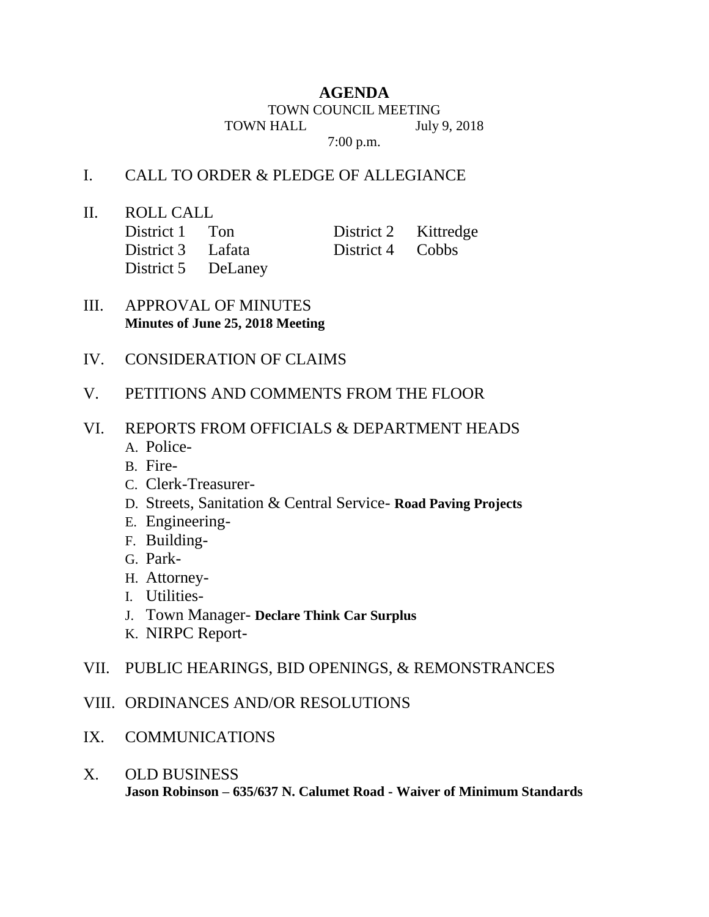# AGENDA

TOWN COUNCIL MEETING

TOWN HALL July 9, 2018

7:00 p.m.

I. CALL TO ORDER & PLEDGE OF ALLEGIANCE

II. ROLL CALL

| | | | |
|---|---|---|---|
| District 1 | Ton | District 2 | Kittredge |
| District 3 | Lafata | District 4 | Cobbs |
| District 5 | DeLaney | | |

III. APPROVAL OF MINUTES
**Minutes of June 25, 2018 Meeting**

IV. CONSIDERATION OF CLAIMS

V. PETITIONS AND COMMENTS FROM THE FLOOR

VI. REPORTS FROM OFFICIALS & DEPARTMENT HEADS

A. Police-
B. Fire-
C. Clerk-Treasurer-
D. Streets, Sanitation & Central Service- **Road Paving Projects**
E. Engineering-
F. Building-
G. Park-
H. Attorney-
I. Utilities-
J. Town Manager- **Declare Think Car Surplus**
K. NIRPC Report-

VII. PUBLIC HEARINGS, BID OPENINGS, & REMONSTRANCES

VIII. ORDINANCES AND/OR RESOLUTIONS

IX. COMMUNICATIONS

X. OLD BUSINESS
**Jason Robinson – 635/637 N. Calumet Road - Waiver of Minimum Standards**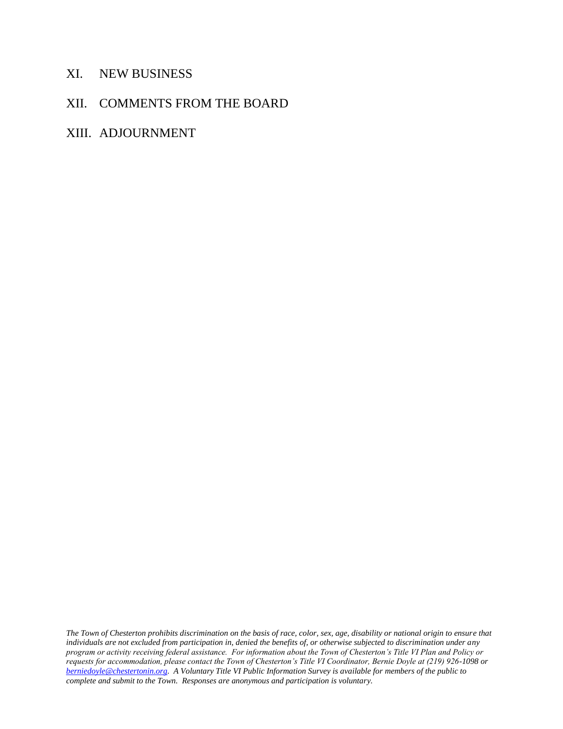XI. NEW BUSINESS

XII. COMMENTS FROM THE BOARD

XIII. ADJOURNMENT

*The Town of Chesterton prohibits discrimination on the basis of race, color, sex, age, disability or national origin to ensure that individuals are not excluded from participation in, denied the benefits of, or otherwise subjected to discrimination under any program or activity receiving federal assistance. For information about the Town of Chesterton's Title VI Plan and Policy or requests for accommodation, please contact the Town of Chesterton's Title VI Coordinator, Bernie Doyle at (219) 926-1098 or berniedoyle@chestertonin.org. A Voluntary Title VI Public Information Survey is available for members of the public to complete and submit to the Town. Responses are anonymous and participation is voluntary.*